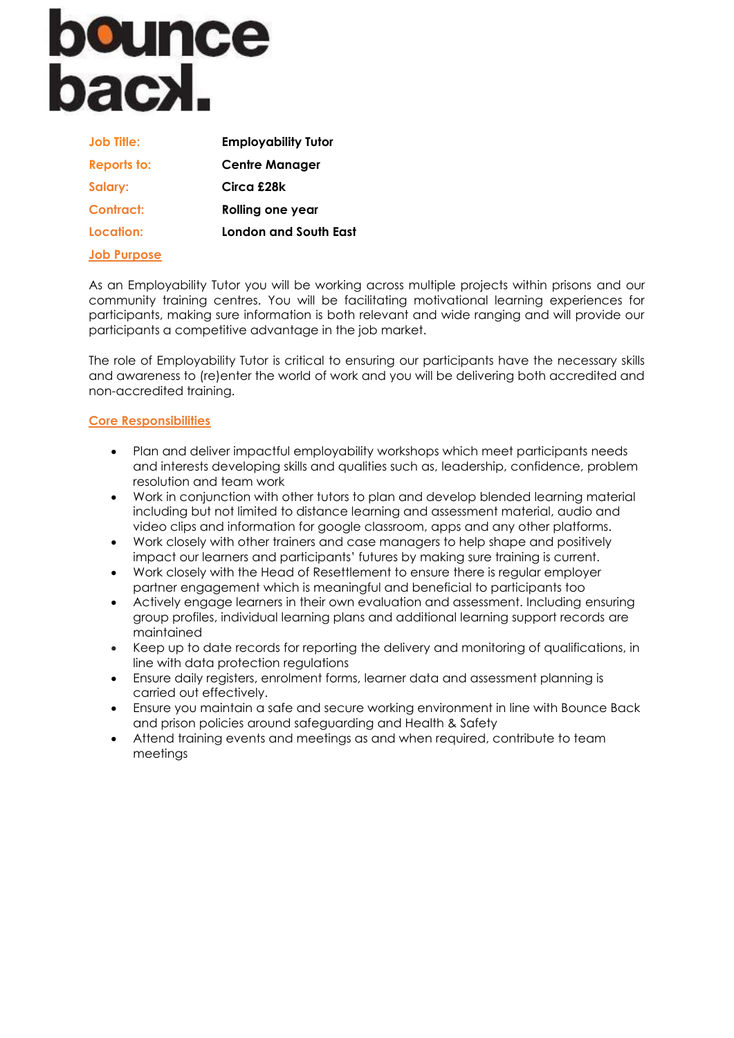# bounce back.

| | |
|---|---|
| **Job Title:** | **Employability Tutor** |
| **Reports to:** | **Centre Manager** |
| **Salary:** | **Circa £28k** |
| **Contract:** | **Rolling one year** |
| **Location:** | **London and South East** |

## Job Purpose

As an Employability Tutor you will be working across multiple projects within prisons and our community training centres. You will be facilitating motivational learning experiences for participants, making sure information is both relevant and wide ranging and will provide our participants a competitive advantage in the job market.

The role of Employability Tutor is critical to ensuring our participants have the necessary skills and awareness to (re)enter the world of work and you will be delivering both accredited and non-accredited training.

## Core Responsibilities

- Plan and deliver impactful employability workshops which meet participants needs and interests developing skills and qualities such as, leadership, confidence, problem resolution and team work
- Work in conjunction with other tutors to plan and develop blended learning material including but not limited to distance learning and assessment material, audio and video clips and information for google classroom, apps and any other platforms.
- Work closely with other trainers and case managers to help shape and positively impact our learners and participants' futures by making sure training is current.
- Work closely with the Head of Resettlement to ensure there is regular employer partner engagement which is meaningful and beneficial to participants too
- Actively engage learners in their own evaluation and assessment. Including ensuring group profiles, individual learning plans and additional learning support records are maintained
- Keep up to date records for reporting the delivery and monitoring of qualifications, in line with data protection regulations
- Ensure daily registers, enrolment forms, learner data and assessment planning is carried out effectively.
- Ensure you maintain a safe and secure working environment in line with Bounce Back and prison policies around safeguarding and Health & Safety
- Attend training events and meetings as and when required, contribute to team meetings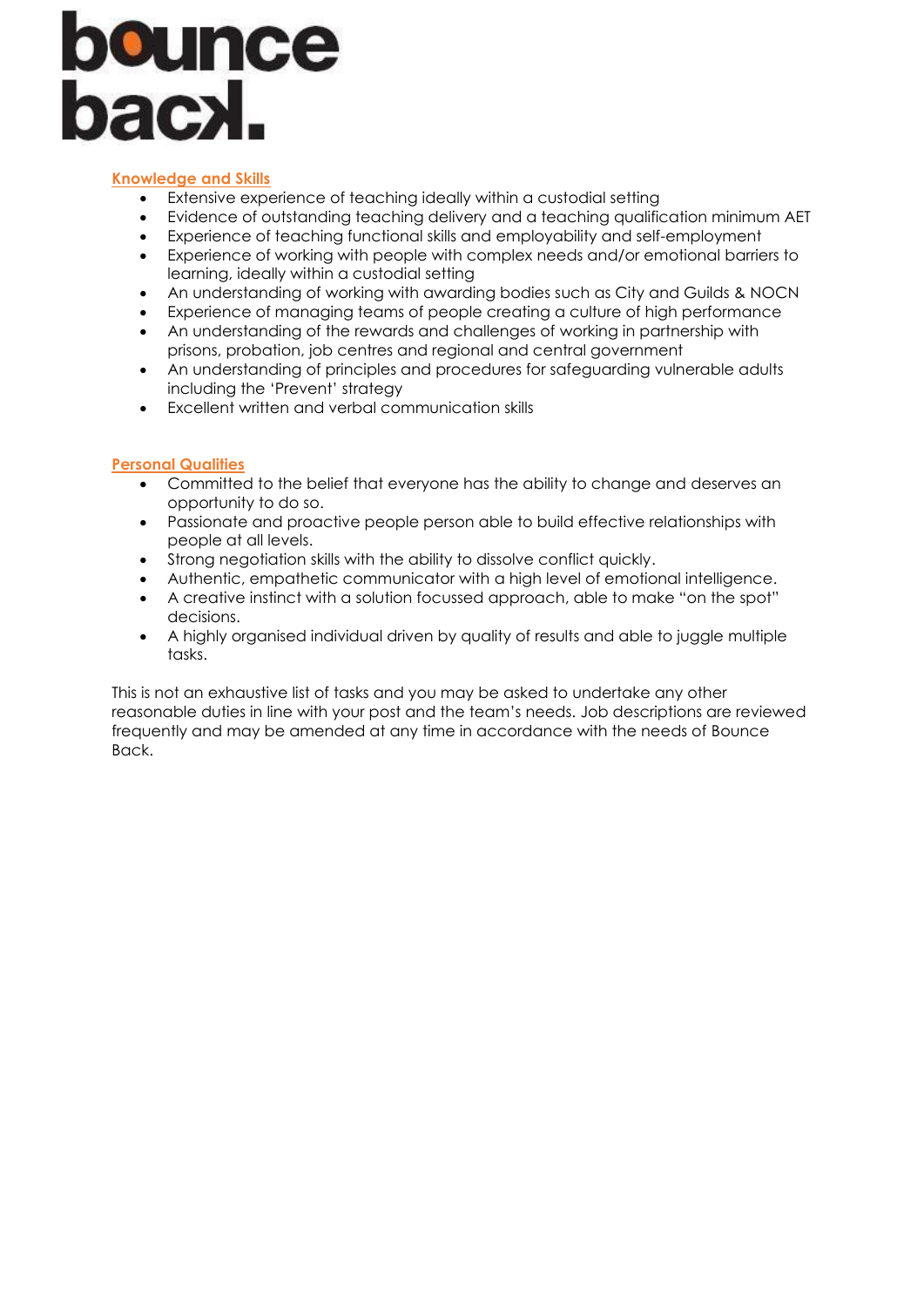## Knowledge and Skills

- Extensive experience of teaching ideally within a custodial setting
- Evidence of outstanding teaching delivery and a teaching qualification minimum AET
- Experience of teaching functional skills and employability and self-employment
- Experience of working with people with complex needs and/or emotional barriers to learning, ideally within a custodial setting
- An understanding of working with awarding bodies such as City and Guilds & NOCN
- Experience of managing teams of people creating a culture of high performance
- An understanding of the rewards and challenges of working in partnership with prisons, probation, job centres and regional and central government
- An understanding of principles and procedures for safeguarding vulnerable adults including the 'Prevent' strategy
- Excellent written and verbal communication skills

## Personal Qualities

- Committed to the belief that everyone has the ability to change and deserves an opportunity to do so.
- Passionate and proactive people person able to build effective relationships with people at all levels.
- Strong negotiation skills with the ability to dissolve conflict quickly.
- Authentic, empathetic communicator with a high level of emotional intelligence.
- A creative instinct with a solution focussed approach, able to make "on the spot" decisions.
- A highly organised individual driven by quality of results and able to juggle multiple tasks.

This is not an exhaustive list of tasks and you may be asked to undertake any other reasonable duties in line with your post and the team's needs. Job descriptions are reviewed frequently and may be amended at any time in accordance with the needs of Bounce Back.